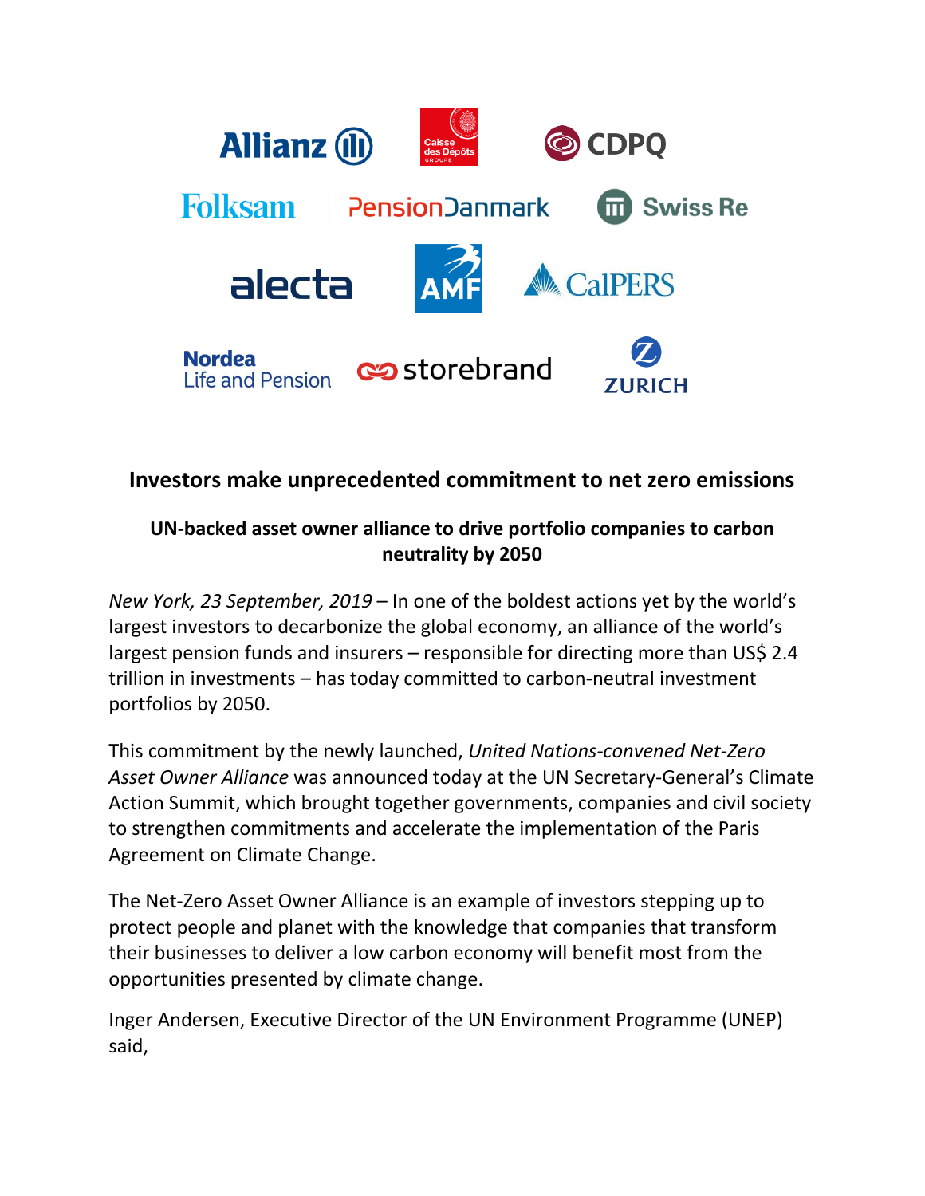# Investors make unprecedented commitment to net zero emissions

## UN-backed asset owner alliance to drive portfolio companies to carbon neutrality by 2050

*New York, 23 September, 2019* – In one of the boldest actions yet by the world's largest investors to decarbonize the global economy, an alliance of the world's largest pension funds and insurers – responsible for directing more than US$ 2.4 trillion in investments – has today committed to carbon-neutral investment portfolios by 2050.

This commitment by the newly launched, *United Nations-convened Net-Zero Asset Owner Alliance* was announced today at the UN Secretary-General's Climate Action Summit, which brought together governments, companies and civil society to strengthen commitments and accelerate the implementation of the Paris Agreement on Climate Change.

The Net-Zero Asset Owner Alliance is an example of investors stepping up to protect people and planet with the knowledge that companies that transform their businesses to deliver a low carbon economy will benefit most from the opportunities presented by climate change.

Inger Andersen, Executive Director of the UN Environment Programme (UNEP) said,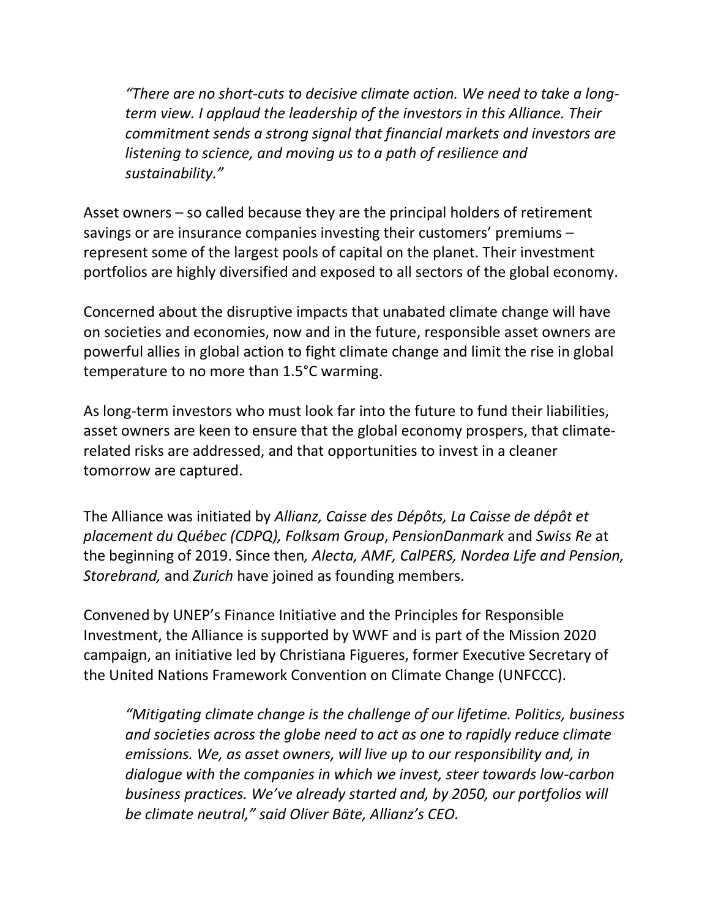*"There are no short-cuts to decisive climate action. We need to take a long-term view. I applaud the leadership of the investors in this Alliance. Their commitment sends a strong signal that financial markets and investors are listening to science, and moving us to a path of resilience and sustainability."*

Asset owners – so called because they are the principal holders of retirement savings or are insurance companies investing their customers' premiums – represent some of the largest pools of capital on the planet. Their investment portfolios are highly diversified and exposed to all sectors of the global economy.

Concerned about the disruptive impacts that unabated climate change will have on societies and economies, now and in the future, responsible asset owners are powerful allies in global action to fight climate change and limit the rise in global temperature to no more than 1.5°C warming.

As long-term investors who must look far into the future to fund their liabilities, asset owners are keen to ensure that the global economy prospers, that climate-related risks are addressed, and that opportunities to invest in a cleaner tomorrow are captured.

The Alliance was initiated by *Allianz, Caisse des Dépôts, La Caisse de dépôt et placement du Québec (CDPQ), Folksam Group*, *PensionDanmark* and *Swiss Re* at the beginning of 2019. Since then*, Alecta, AMF, CalPERS, Nordea Life and Pension, Storebrand,* and *Zurich* have joined as founding members.

Convened by UNEP's Finance Initiative and the Principles for Responsible Investment, the Alliance is supported by WWF and is part of the Mission 2020 campaign, an initiative led by Christiana Figueres, former Executive Secretary of the United Nations Framework Convention on Climate Change (UNFCCC).

*"Mitigating climate change is the challenge of our lifetime. Politics, business and societies across the globe need to act as one to rapidly reduce climate emissions. We, as asset owners, will live up to our responsibility and, in dialogue with the companies in which we invest, steer towards low-carbon business practices. We've already started and, by 2050, our portfolios will be climate neutral," said Oliver Bäte, Allianz's CEO.*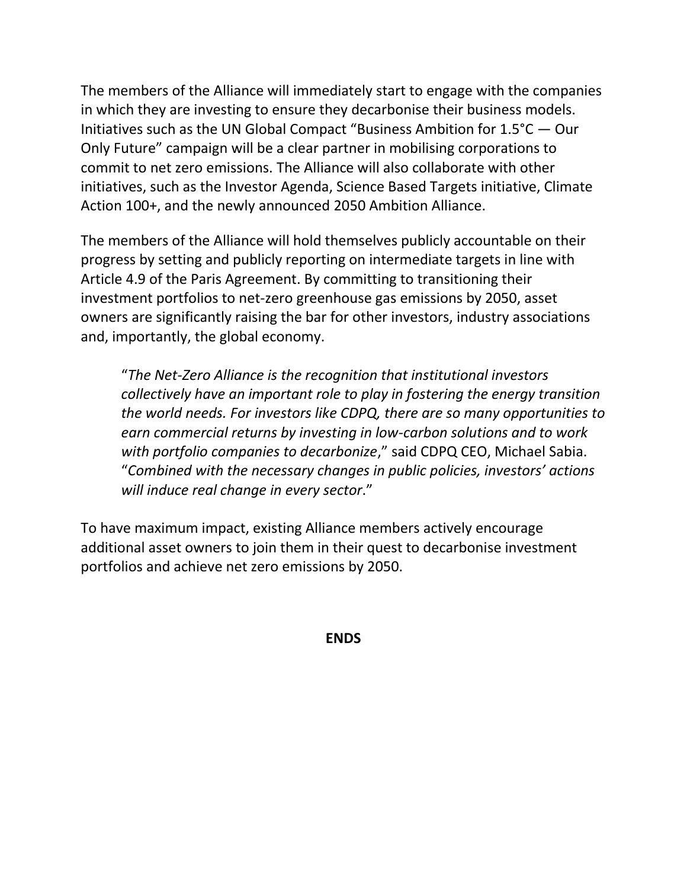The members of the Alliance will immediately start to engage with the companies in which they are investing to ensure they decarbonise their business models. Initiatives such as the UN Global Compact "Business Ambition for 1.5°C — Our Only Future" campaign will be a clear partner in mobilising corporations to commit to net zero emissions. The Alliance will also collaborate with other initiatives, such as the Investor Agenda, Science Based Targets initiative, Climate Action 100+, and the newly announced 2050 Ambition Alliance.

The members of the Alliance will hold themselves publicly accountable on their progress by setting and publicly reporting on intermediate targets in line with Article 4.9 of the Paris Agreement. By committing to transitioning their investment portfolios to net-zero greenhouse gas emissions by 2050, asset owners are significantly raising the bar for other investors, industry associations and, importantly, the global economy.

> "*The Net-Zero Alliance is the recognition that institutional investors collectively have an important role to play in fostering the energy transition the world needs. For investors like CDPQ, there are so many opportunities to earn commercial returns by investing in low-carbon solutions and to work with portfolio companies to decarbonize*," said CDPQ CEO, Michael Sabia. "*Combined with the necessary changes in public policies, investors' actions will induce real change in every sector*."

To have maximum impact, existing Alliance members actively encourage additional asset owners to join them in their quest to decarbonise investment portfolios and achieve net zero emissions by 2050.

**ENDS**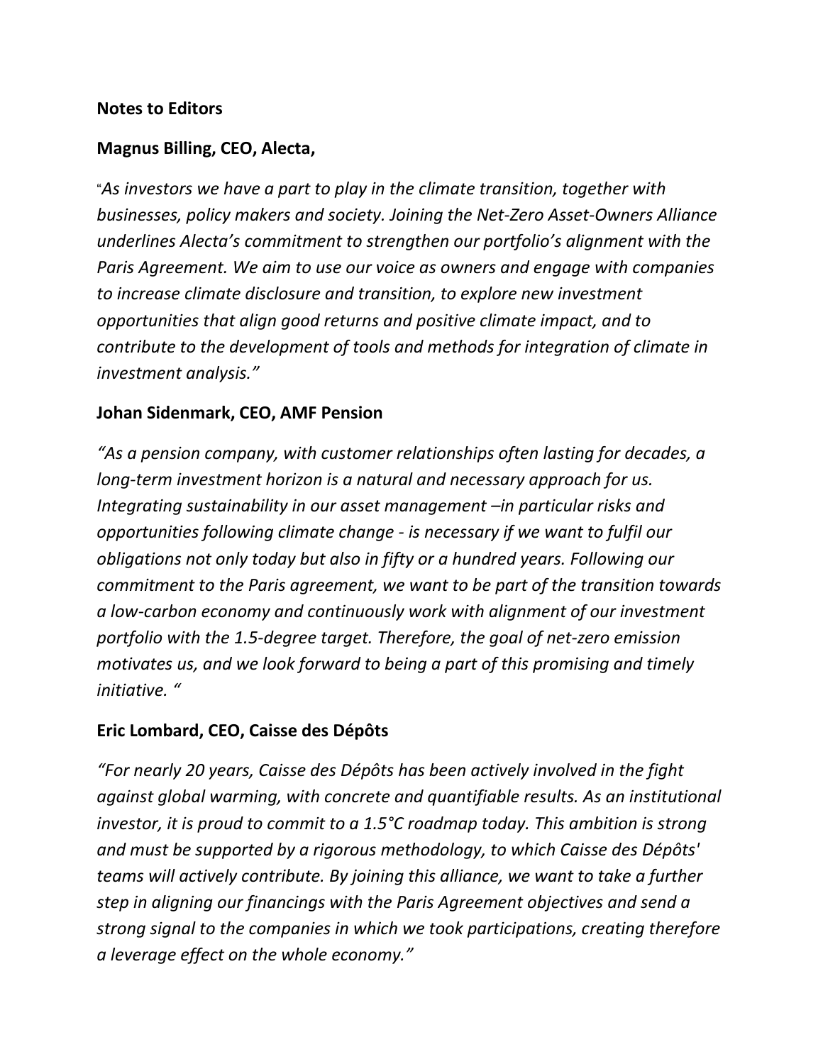**Notes to Editors**

**Magnus Billing, CEO, Alecta,**

"*As investors we have a part to play in the climate transition, together with businesses, policy makers and society. Joining the Net-Zero Asset-Owners Alliance underlines Alecta's commitment to strengthen our portfolio's alignment with the Paris Agreement. We aim to use our voice as owners and engage with companies to increase climate disclosure and transition, to explore new investment opportunities that align good returns and positive climate impact, and to contribute to the development of tools and methods for integration of climate in investment analysis."*

**Johan Sidenmark, CEO, AMF Pension**

*"As a pension company, with customer relationships often lasting for decades, a long-term investment horizon is a natural and necessary approach for us. Integrating sustainability in our asset management –in particular risks and opportunities following climate change - is necessary if we want to fulfil our obligations not only today but also in fifty or a hundred years. Following our commitment to the Paris agreement, we want to be part of the transition towards a low-carbon economy and continuously work with alignment of our investment portfolio with the 1.5-degree target. Therefore, the goal of net-zero emission motivates us, and we look forward to being a part of this promising and timely initiative. "*

**Eric Lombard, CEO, Caisse des Dépôts**

*"For nearly 20 years, Caisse des Dépôts has been actively involved in the fight against global warming, with concrete and quantifiable results. As an institutional investor, it is proud to commit to a 1.5°C roadmap today. This ambition is strong and must be supported by a rigorous methodology, to which Caisse des Dépôts' teams will actively contribute. By joining this alliance, we want to take a further step in aligning our financings with the Paris Agreement objectives and send a strong signal to the companies in which we took participations, creating therefore a leverage effect on the whole economy."*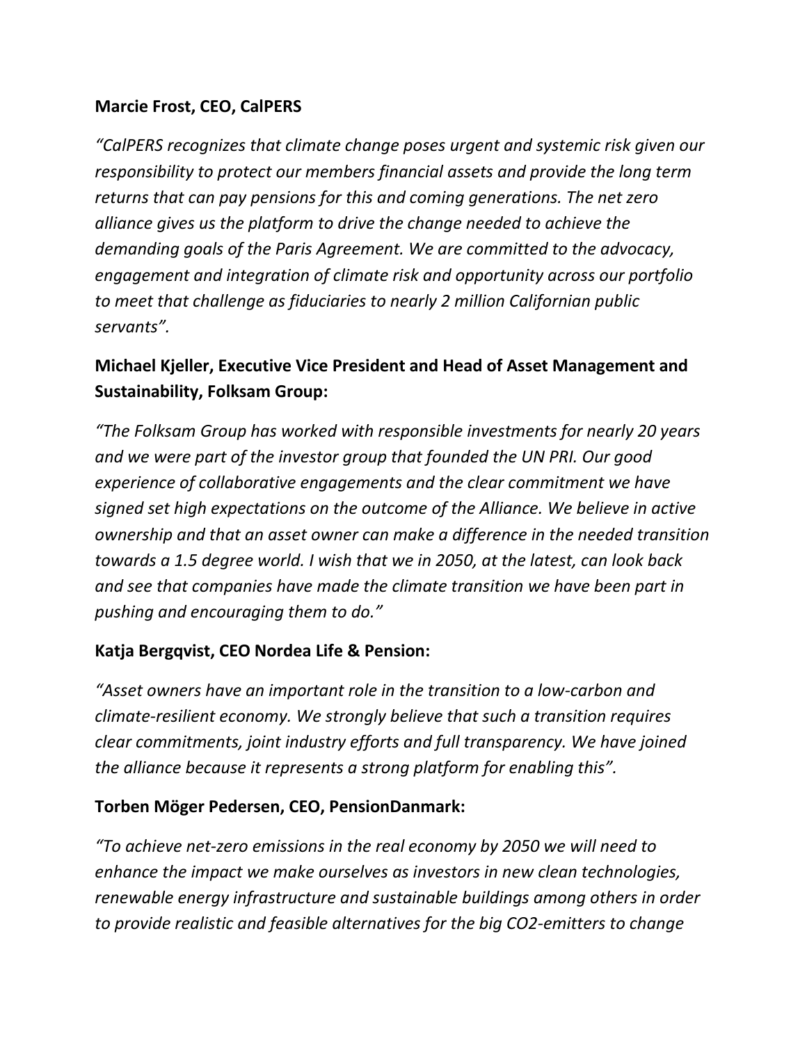**Marcie Frost, CEO, CalPERS**

*"CalPERS recognizes that climate change poses urgent and systemic risk given our responsibility to protect our members financial assets and provide the long term returns that can pay pensions for this and coming generations. The net zero alliance gives us the platform to drive the change needed to achieve the demanding goals of the Paris Agreement. We are committed to the advocacy, engagement and integration of climate risk and opportunity across our portfolio to meet that challenge as fiduciaries to nearly 2 million Californian public servants".*

**Michael Kjeller, Executive Vice President and Head of Asset Management and Sustainability, Folksam Group:**

*"The Folksam Group has worked with responsible investments for nearly 20 years and we were part of the investor group that founded the UN PRI. Our good experience of collaborative engagements and the clear commitment we have signed set high expectations on the outcome of the Alliance. We believe in active ownership and that an asset owner can make a difference in the needed transition towards a 1.5 degree world. I wish that we in 2050, at the latest, can look back and see that companies have made the climate transition we have been part in pushing and encouraging them to do."*

**Katja Bergqvist, CEO Nordea Life & Pension:**

*"Asset owners have an important role in the transition to a low-carbon and climate-resilient economy. We strongly believe that such a transition requires clear commitments, joint industry efforts and full transparency. We have joined the alliance because it represents a strong platform for enabling this".*

**Torben Möger Pedersen, CEO, PensionDanmark:**

*"To achieve net-zero emissions in the real economy by 2050 we will need to enhance the impact we make ourselves as investors in new clean technologies, renewable energy infrastructure and sustainable buildings among others in order to provide realistic and feasible alternatives for the big $CO_2$-emitters to change*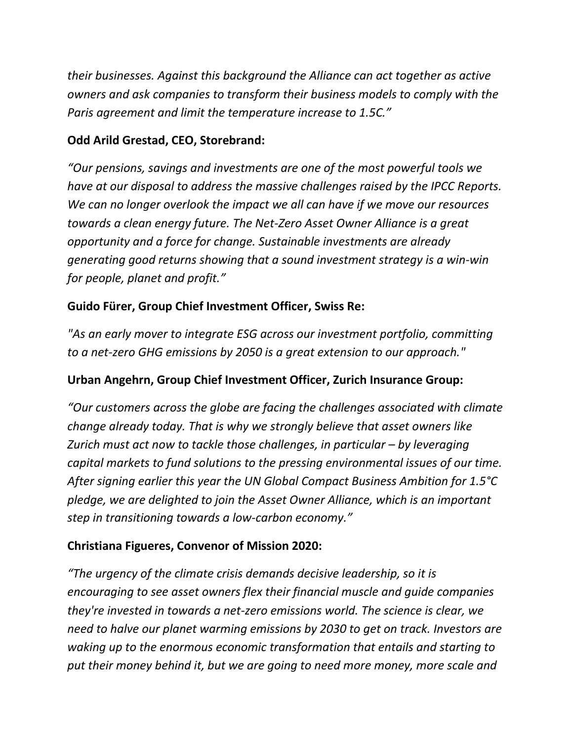*their businesses. Against this background the Alliance can act together as active owners and ask companies to transform their business models to comply with the Paris agreement and limit the temperature increase to 1.5C."*

**Odd Arild Grestad, CEO, Storebrand:**

*"Our pensions, savings and investments are one of the most powerful tools we have at our disposal to address the massive challenges raised by the IPCC Reports. We can no longer overlook the impact we all can have if we move our resources towards a clean energy future. The Net-Zero Asset Owner Alliance is a great opportunity and a force for change. Sustainable investments are already generating good returns showing that a sound investment strategy is a win-win for people, planet and profit."*

**Guido Fürer, Group Chief Investment Officer, Swiss Re:**

*"As an early mover to integrate ESG across our investment portfolio, committing to a net-zero GHG emissions by 2050 is a great extension to our approach."*

**Urban Angehrn, Group Chief Investment Officer, Zurich Insurance Group:**

*"Our customers across the globe are facing the challenges associated with climate change already today. That is why we strongly believe that asset owners like Zurich must act now to tackle those challenges, in particular – by leveraging capital markets to fund solutions to the pressing environmental issues of our time. After signing earlier this year the UN Global Compact Business Ambition for 1.5°C pledge, we are delighted to join the Asset Owner Alliance, which is an important step in transitioning towards a low-carbon economy."*

**Christiana Figueres, Convenor of Mission 2020:**

*"The urgency of the climate crisis demands decisive leadership, so it is encouraging to see asset owners flex their financial muscle and guide companies they're invested in towards a net-zero emissions world. The science is clear, we need to halve our planet warming emissions by 2030 to get on track. Investors are waking up to the enormous economic transformation that entails and starting to put their money behind it, but we are going to need more money, more scale and*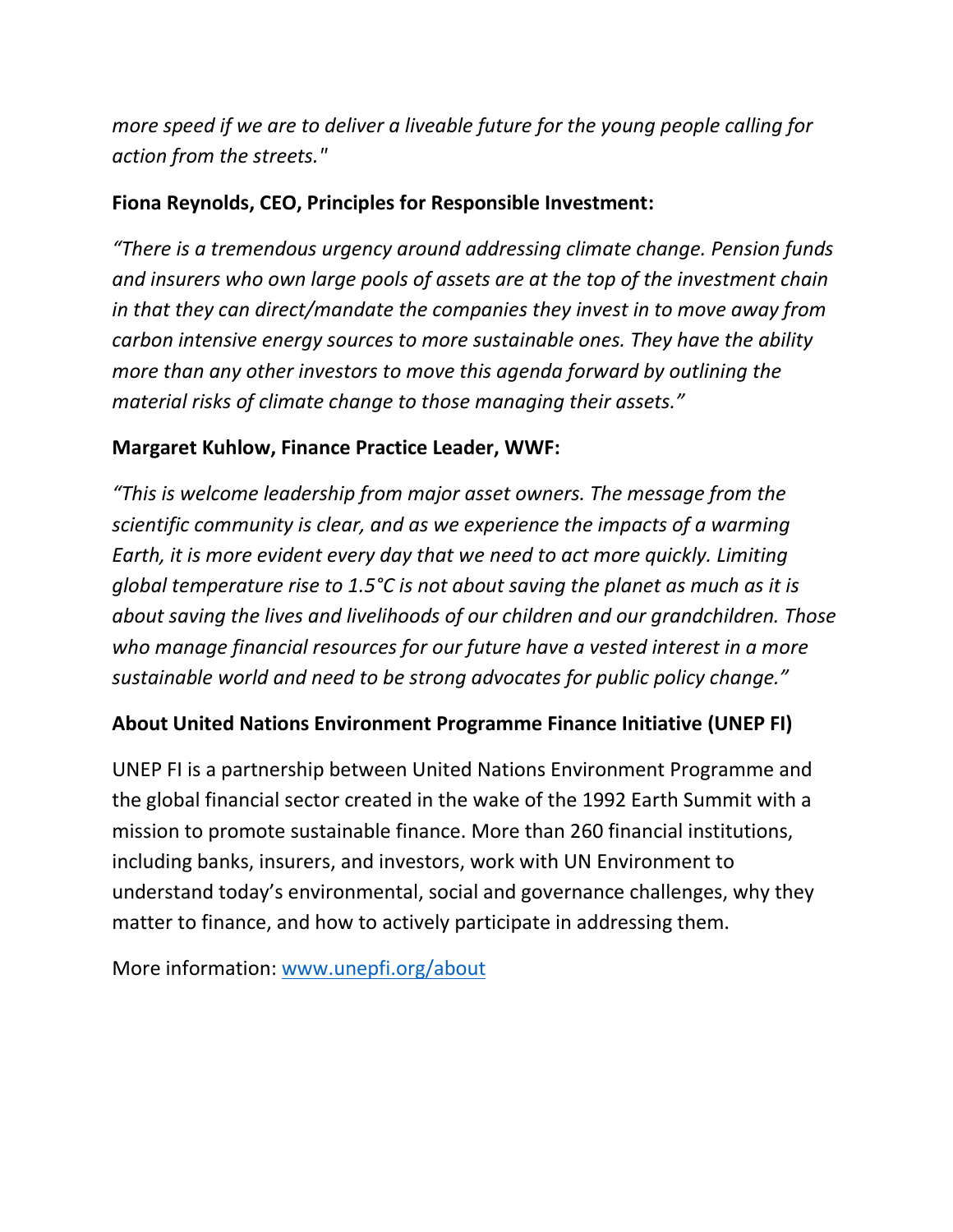*more speed if we are to deliver a liveable future for the young people calling for action from the streets."*

**Fiona Reynolds, CEO, Principles for Responsible Investment:**

*"There is a tremendous urgency around addressing climate change. Pension funds and insurers who own large pools of assets are at the top of the investment chain in that they can direct/mandate the companies they invest in to move away from carbon intensive energy sources to more sustainable ones. They have the ability more than any other investors to move this agenda forward by outlining the material risks of climate change to those managing their assets."*

**Margaret Kuhlow, Finance Practice Leader, WWF:**

*"This is welcome leadership from major asset owners. The message from the scientific community is clear, and as we experience the impacts of a warming Earth, it is more evident every day that we need to act more quickly. Limiting global temperature rise to 1.5°C is not about saving the planet as much as it is about saving the lives and livelihoods of our children and our grandchildren. Those who manage financial resources for our future have a vested interest in a more sustainable world and need to be strong advocates for public policy change."*

**About United Nations Environment Programme Finance Initiative (UNEP FI)**

UNEP FI is a partnership between United Nations Environment Programme and the global financial sector created in the wake of the 1992 Earth Summit with a mission to promote sustainable finance. More than 260 financial institutions, including banks, insurers, and investors, work with UN Environment to understand today's environmental, social and governance challenges, why they matter to finance, and how to actively participate in addressing them.

More information: [www.unepfi.org/about](www.unepfi.org/about)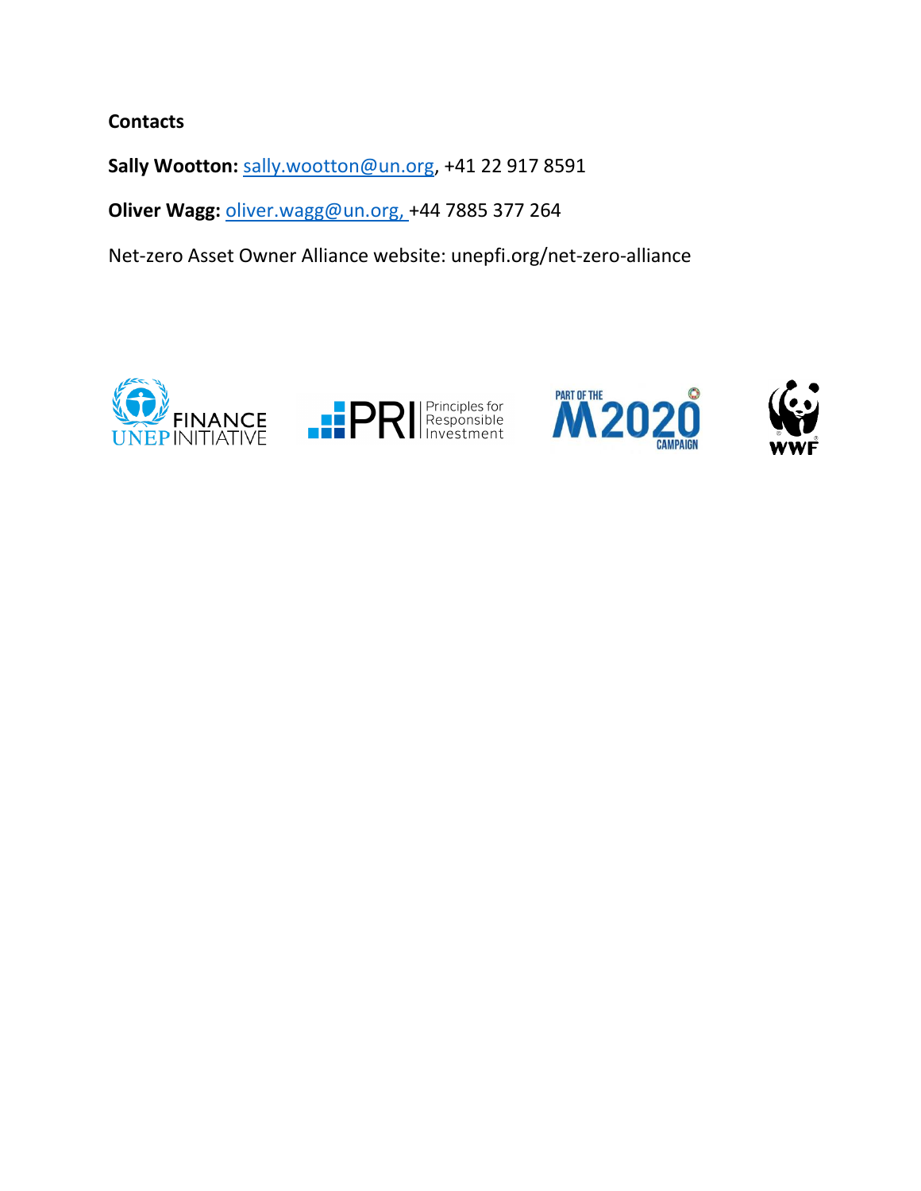**Contacts**

**Sally Wootton:** sally.wootton@un.org, +41 22 917 8591

**Oliver Wagg:** oliver.wagg@un.org, +44 7885 377 264

Net-zero Asset Owner Alliance website: unepfi.org/net-zero-alliance